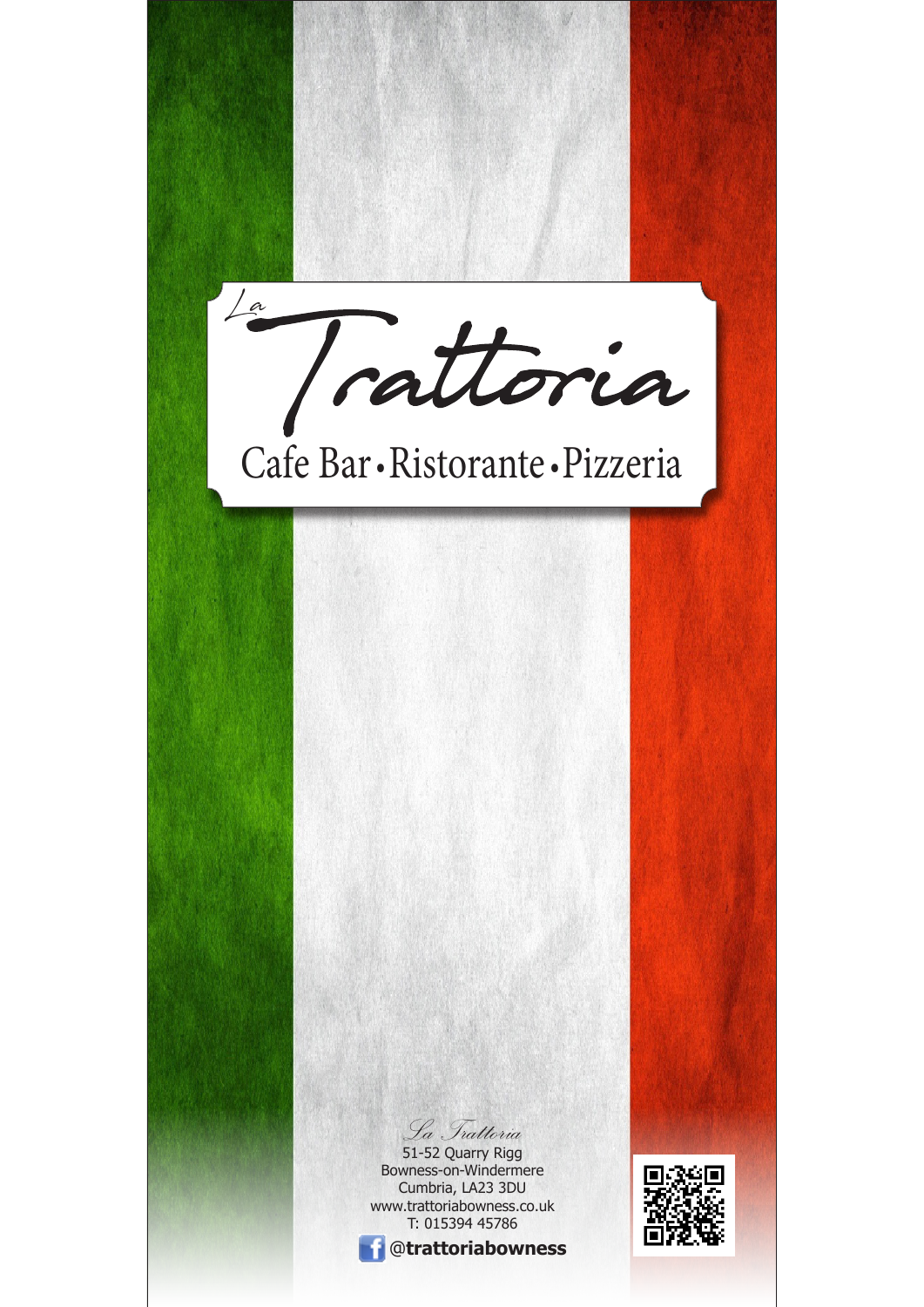# La Trattoria

Cafe Bar • Ristorante • Pizzeria

*La Trattoria*

51-52 Quarry Rigg
Bowness-on-Windermere
Cumbria, LA23 3DU
www.trattoriabowness.co.uk
T: 015394 45786

**@trattoriabowness**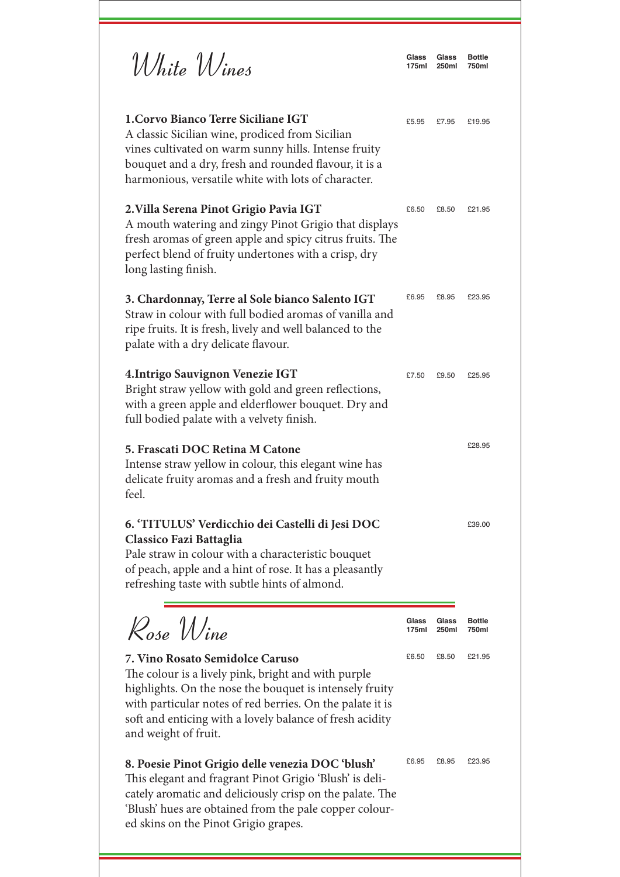# White Wines

| | Glass 175ml | Glass 250ml | Bottle 750ml |
|---|---|---|---|
| **1.Corvo Bianco Terre Siciliane IGT**<br>A classic Sicilian wine, prodiced from Sicilian vines cultivated on warm sunny hills. Intense fruity bouquet and a dry, fresh and rounded flavour, it is a harmonious, versatile white with lots of character. | £5.95 | £7.95 | £19.95 |
| **2.Villa Serena Pinot Grigio Pavia IGT**<br>A mouth watering and zingy Pinot Grigio that displays fresh aromas of green apple and spicy citrus fruits. The perfect blend of fruity undertones with a crisp, dry long lasting finish. | £6.50 | £8.50 | £21.95 |
| **3. Chardonnay, Terre al Sole bianco Salento IGT**<br>Straw in colour with full bodied aromas of vanilla and ripe fruits. It is fresh, lively and well balanced to the palate with a dry delicate flavour. | £6.95 | £8.95 | £23.95 |
| **4.Intrigo Sauvignon Venezie IGT**<br>Bright straw yellow with gold and green reflections, with a green apple and elderflower bouquet. Dry and full bodied palate with a velvety finish. | £7.50 | £9.50 | £25.95 |
| **5. Frascati DOC Retina M Catone**<br>Intense straw yellow in colour, this elegant wine has delicate fruity aromas and a fresh and fruity mouth feel. | | | £28.95 |
| **6. 'TITULUS' Verdicchio dei Castelli di Jesi DOC Classico Fazi Battaglia**<br>Pale straw in colour with a characteristic bouquet of peach, apple and a hint of rose. It has a pleasantly refreshing taste with subtle hints of almond. | | | £39.00 |

# Rose Wine

| | Glass 175ml | Glass 250ml | Bottle 750ml |
|---|---|---|---|
| **7. Vino Rosato Semidolce Caruso**<br>The colour is a lively pink, bright and with purple highlights. On the nose the bouquet is intensely fruity with particular notes of red berries. On the palate it is soft and enticing with a lovely balance of fresh acidity and weight of fruit. | £6.50 | £8.50 | £21.95 |
| **8. Poesie Pinot Grigio delle venezia DOC 'blush'**<br>This elegant and fragrant Pinot Grigio 'Blush' is delicately aromatic and deliciously crisp on the palate. The 'Blush' hues are obtained from the pale copper coloured skins on the Pinot Grigio grapes. | £6.95 | £8.95 | £23.95 |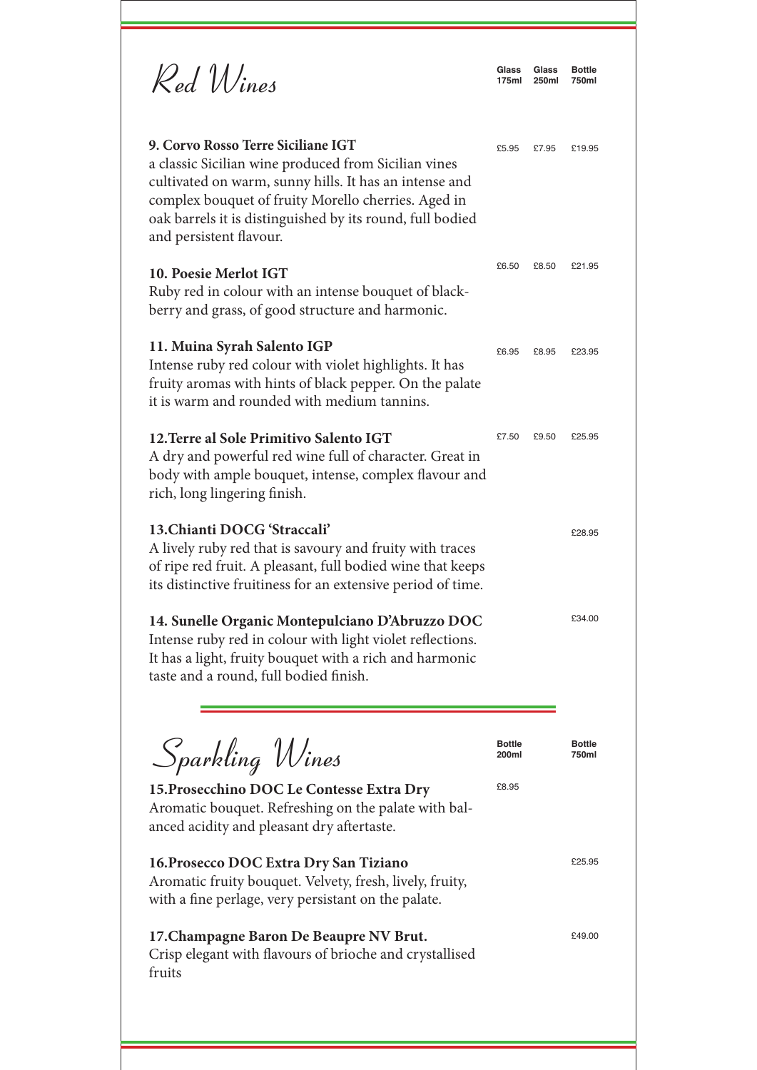# Red Wines

| | Glass 175ml | Glass 250ml | Bottle 750ml |
|---|---|---|---|
| **9. Corvo Rosso Terre Siciliane IGT**<br>a classic Sicilian wine produced from Sicilian vines cultivated on warm, sunny hills. It has an intense and complex bouquet of fruity Morello cherries. Aged in oak barrels it is distinguished by its round, full bodied and persistent flavour. | £5.95 | £7.95 | £19.95 |
| **10. Poesie Merlot IGT**<br>Ruby red in colour with an intense bouquet of blackberry and grass, of good structure and harmonic. | £6.50 | £8.50 | £21.95 |
| **11. Muina Syrah Salento IGP**<br>Intense ruby red colour with violet highlights. It has fruity aromas with hints of black pepper. On the palate it is warm and rounded with medium tannins. | £6.95 | £8.95 | £23.95 |
| **12.Terre al Sole Primitivo Salento IGT**<br>A dry and powerful red wine full of character. Great in body with ample bouquet, intense, complex flavour and rich, long lingering finish. | £7.50 | £9.50 | £25.95 |
| **13.Chianti DOCG 'Straccali'**<br>A lively ruby red that is savoury and fruity with traces of ripe red fruit. A pleasant, full bodied wine that keeps its distinctive fruitiness for an extensive period of time. | | | £28.95 |
| **14. Sunelle Organic Montepulciano D'Abruzzo DOC**<br>Intense ruby red in colour with light violet reflections. It has a light, fruity bouquet with a rich and harmonic taste and a round, full bodied finish. | | | £34.00 |

# Sparkling Wines

| | Bottle 200ml | Bottle 750ml |
|---|---|---|
| **15.Prosecchino DOC Le Contesse Extra Dry**<br>Aromatic bouquet. Refreshing on the palate with balanced acidity and pleasant dry aftertaste. | £8.95 | |
| **16.Prosecco DOC Extra Dry San Tiziano**<br>Aromatic fruity bouquet. Velvety, fresh, lively, fruity, with a fine perlage, very persistant on the palate. | | £25.95 |
| **17.Champagne Baron De Beaupre NV Brut.**<br>Crisp elegant with flavours of brioche and crystallised fruits | | £49.00 |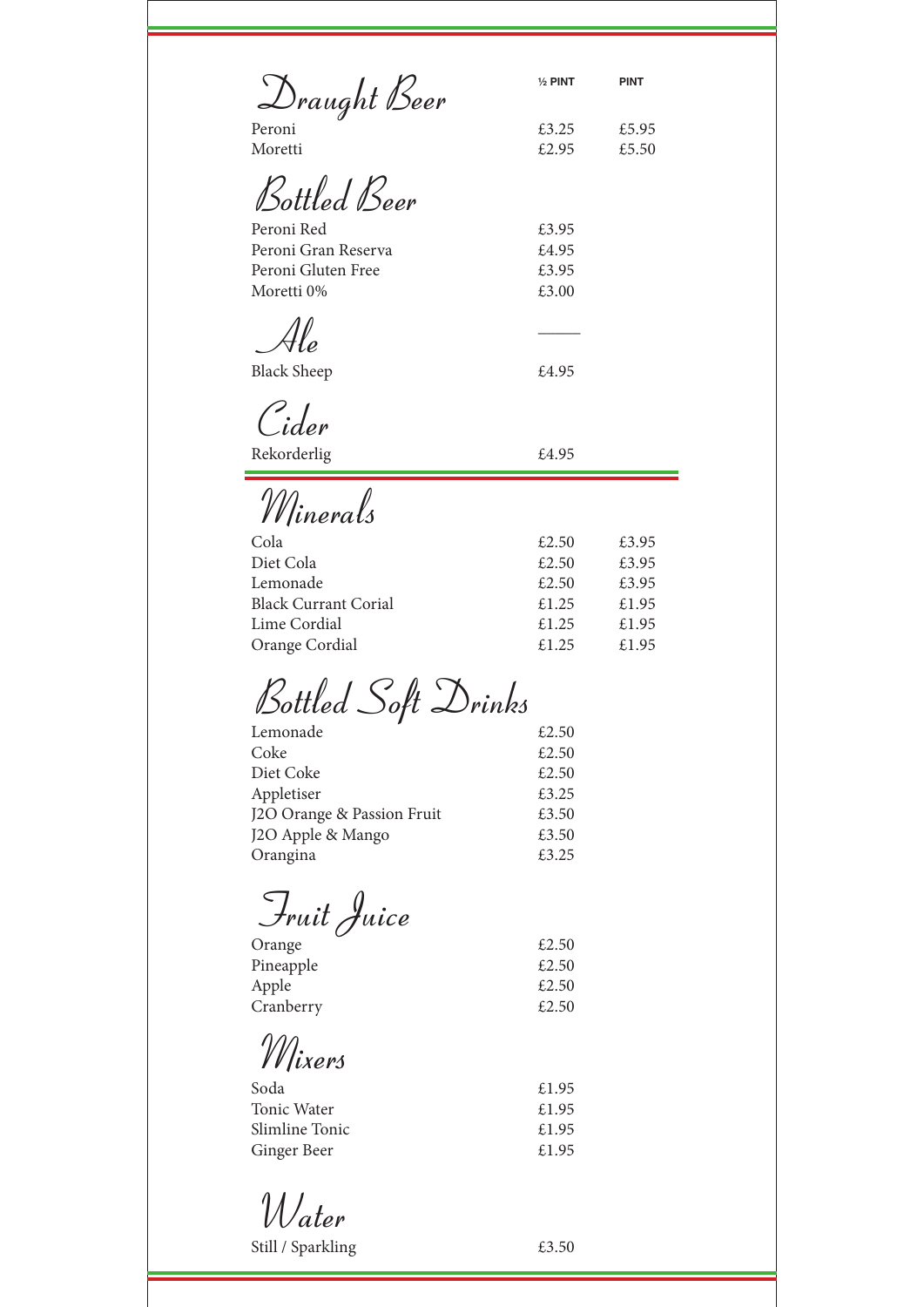## Draught Beer

| | ½ PINT | PINT |
|---|---|---|
| Peroni | £3.25 | £5.95 |
| Moretti | £2.95 | £5.50 |

## Bottled Beer

| | |
|---|---|
| Peroni Red | £3.95 |
| Peroni Gran Reserva | £4.95 |
| Peroni Gluten Free | £3.95 |
| Moretti 0% | £3.00 |

## Ale

| | |
|---|---|
| Black Sheep | £4.95 |

## Cider

| | |
|---|---|
| Rekorderlig | £4.95 |

## Minerals

| | | |
|---|---|---|
| Cola | £2.50 | £3.95 |
| Diet Cola | £2.50 | £3.95 |
| Lemonade | £2.50 | £3.95 |
| Black Currant Corial | £1.25 | £1.95 |
| Lime Cordial | £1.25 | £1.95 |
| Orange Cordial | £1.25 | £1.95 |

## Bottled Soft Drinks

| | |
|---|---|
| Lemonade | £2.50 |
| Coke | £2.50 |
| Diet Coke | £2.50 |
| Appletiser | £3.25 |
| J2O Orange & Passion Fruit | £3.50 |
| J2O Apple & Mango | £3.50 |
| Orangina | £3.25 |

## Fruit Juice

| | |
|---|---|
| Orange | £2.50 |
| Pineapple | £2.50 |
| Apple | £2.50 |
| Cranberry | £2.50 |

## Mixers

| | |
|---|---|
| Soda | £1.95 |
| Tonic Water | £1.95 |
| Slimline Tonic | £1.95 |
| Ginger Beer | £1.95 |

## Water

| | |
|---|---|
| Still / Sparkling | £3.50 |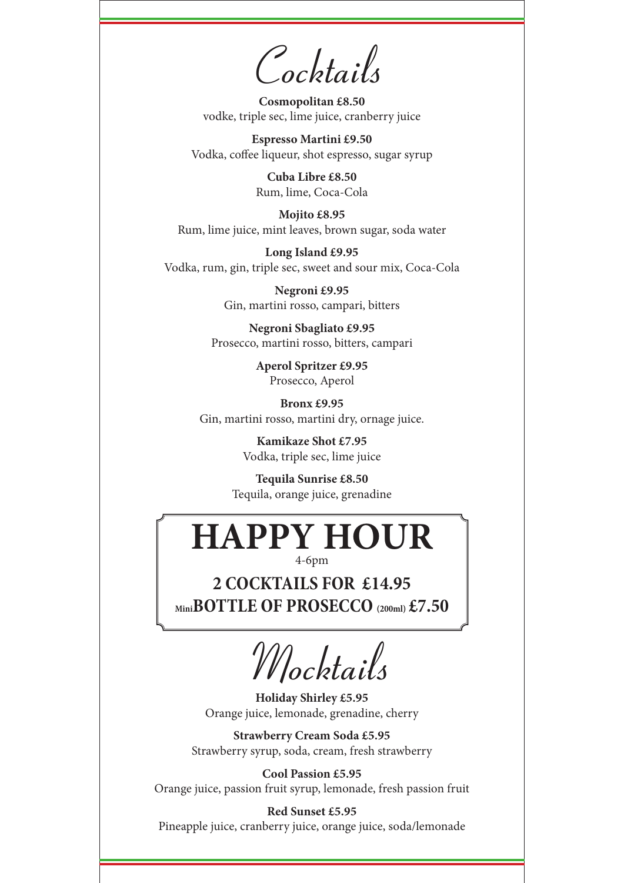# Cocktails

**Cosmopolitan £8.50**
vodke, triple sec, lime juice, cranberry juice

**Espresso Martini £9.50**
Vodka, coffee liqueur, shot espresso, sugar syrup

**Cuba Libre £8.50**
Rum, lime, Coca-Cola

**Mojito £8.95**
Rum, lime juice, mint leaves, brown sugar, soda water

**Long Island £9.95**
Vodka, rum, gin, triple sec, sweet and sour mix, Coca-Cola

**Negroni £9.95**
Gin, martini rosso, campari, bitters

**Negroni Sbagliato £9.95**
Prosecco, martini rosso, bitters, campari

**Aperol Spritzer £9.95**
Prosecco, Aperol

**Bronx £9.95**
Gin, martini rosso, martini dry, ornage juice.

**Kamikaze Shot £7.95**
Vodka, triple sec, lime juice

**Tequila Sunrise £8.50**
Tequila, orange juice, grenadine

## HAPPY HOUR

4-6pm

**2 COCKTAILS FOR £14.95**

**Mini BOTTLE OF PROSECCO (200ml) £7.50**

# Mocktails

**Holiday Shirley £5.95**
Orange juice, lemonade, grenadine, cherry

**Strawberry Cream Soda £5.95**
Strawberry syrup, soda, cream, fresh strawberry

**Cool Passion £5.95**
Orange juice, passion fruit syrup, lemonade, fresh passion fruit

**Red Sunset £5.95**
Pineapple juice, cranberry juice, orange juice, soda/lemonade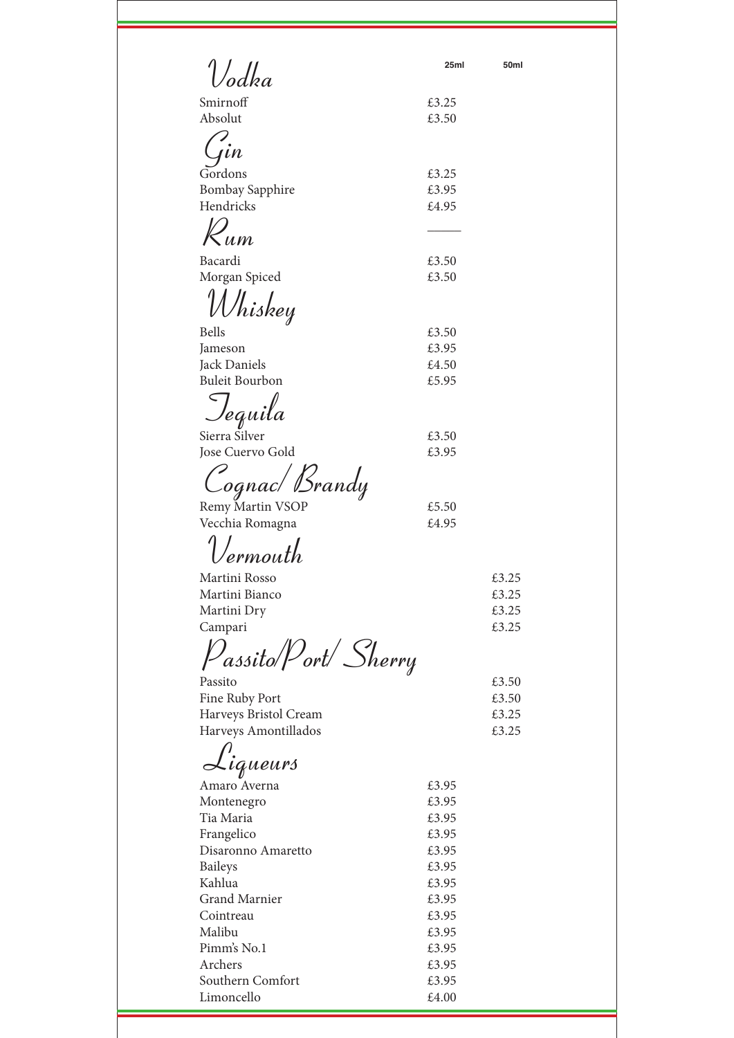| Vodka | 25ml | 50ml |
|---|---|---|
| Smirnoff | £3.25 | |
| Absolut | £3.50 | |
| **Gin** | | |
| Gordons | £3.25 | |
| Bombay Sapphire | £3.95 | |
| Hendricks | £4.95 | |
| **Rum** | | |
| Bacardi | £3.50 | |
| Morgan Spiced | £3.50 | |
| **Whiskey** | | |
| Bells | £3.50 | |
| Jameson | £3.95 | |
| Jack Daniels | £4.50 | |
| Buleit Bourbon | £5.95 | |
| **Tequila** | | |
| Sierra Silver | £3.50 | |
| Jose Cuervo Gold | £3.95 | |
| **Cognac/ Brandy** | | |
| Remy Martin VSOP | £5.50 | |
| Vecchia Romagna | £4.95 | |
| **Vermouth** | | |
| Martini Rosso | | £3.25 |
| Martini Bianco | | £3.25 |
| Martini Dry | | £3.25 |
| Campari | | £3.25 |
| **Passito/Port/ Sherry** | | |
| Passito | | £3.50 |
| Fine Ruby Port | | £3.50 |
| Harveys Bristol Cream | | £3.25 |
| Harveys Amontillados | | £3.25 |
| **Liqueurs** | | |
| Amaro Averna | £3.95 | |
| Montenegro | £3.95 | |
| Tia Maria | £3.95 | |
| Frangelico | £3.95 | |
| Disaronno Amaretto | £3.95 | |
| Baileys | £3.95 | |
| Kahlua | £3.95 | |
| Grand Marnier | £3.95 | |
| Cointreau | £3.95 | |
| Malibu | £3.95 | |
| Pimm's No.1 | £3.95 | |
| Archers | £3.95 | |
| Southern Comfort | £3.95 | |
| Limoncello | £4.00 | |